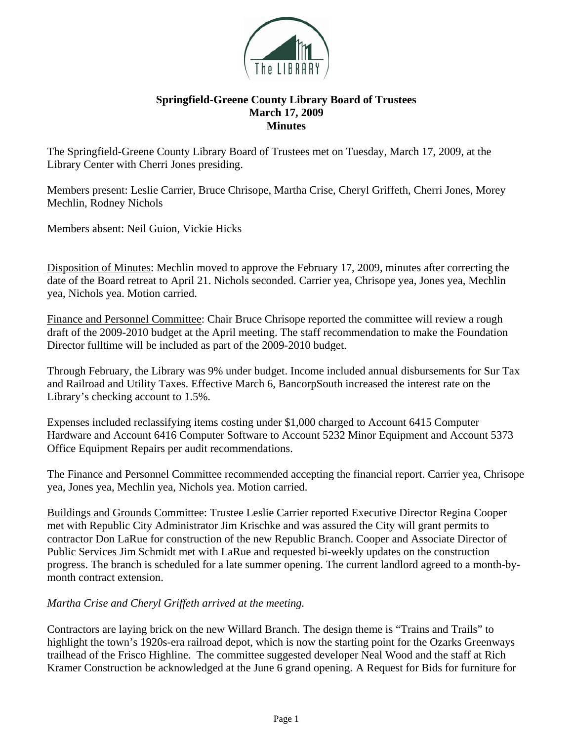**Springfield-Greene County Library Board of Trustees**
**March 17, 2009**
**Minutes**

The Springfield-Greene County Library Board of Trustees met on Tuesday, March 17, 2009, at the Library Center with Cherri Jones presiding.

Members present: Leslie Carrier, Bruce Chrisope, Martha Crise, Cheryl Griffeth, Cherri Jones, Morey Mechlin, Rodney Nichols

Members absent: Neil Guion, Vickie Hicks

<u>Disposition of Minutes</u>: Mechlin moved to approve the February 17, 2009, minutes after correcting the date of the Board retreat to April 21. Nichols seconded. Carrier yea, Chrisope yea, Jones yea, Mechlin yea, Nichols yea. Motion carried.

<u>Finance and Personnel Committee</u>: Chair Bruce Chrisope reported the committee will review a rough draft of the 2009-2010 budget at the April meeting. The staff recommendation to make the Foundation Director fulltime will be included as part of the 2009-2010 budget.

Through February, the Library was 9% under budget. Income included annual disbursements for Sur Tax and Railroad and Utility Taxes. Effective March 6, BancorpSouth increased the interest rate on the Library's checking account to 1.5%.

Expenses included reclassifying items costing under $1,000 charged to Account 6415 Computer Hardware and Account 6416 Computer Software to Account 5232 Minor Equipment and Account 5373 Office Equipment Repairs per audit recommendations.

The Finance and Personnel Committee recommended accepting the financial report. Carrier yea, Chrisope yea, Jones yea, Mechlin yea, Nichols yea. Motion carried.

<u>Buildings and Grounds Committee</u>: Trustee Leslie Carrier reported Executive Director Regina Cooper met with Republic City Administrator Jim Krischke and was assured the City will grant permits to contractor Don LaRue for construction of the new Republic Branch. Cooper and Associate Director of Public Services Jim Schmidt met with LaRue and requested bi-weekly updates on the construction progress. The branch is scheduled for a late summer opening. The current landlord agreed to a month-by-month contract extension.

*Martha Crise and Cheryl Griffeth arrived at the meeting.*

Contractors are laying brick on the new Willard Branch. The design theme is "Trains and Trails" to highlight the town's 1920s-era railroad depot, which is now the starting point for the Ozarks Greenways trailhead of the Frisco Highline. The committee suggested developer Neal Wood and the staff at Rich Kramer Construction be acknowledged at the June 6 grand opening. A Request for Bids for furniture for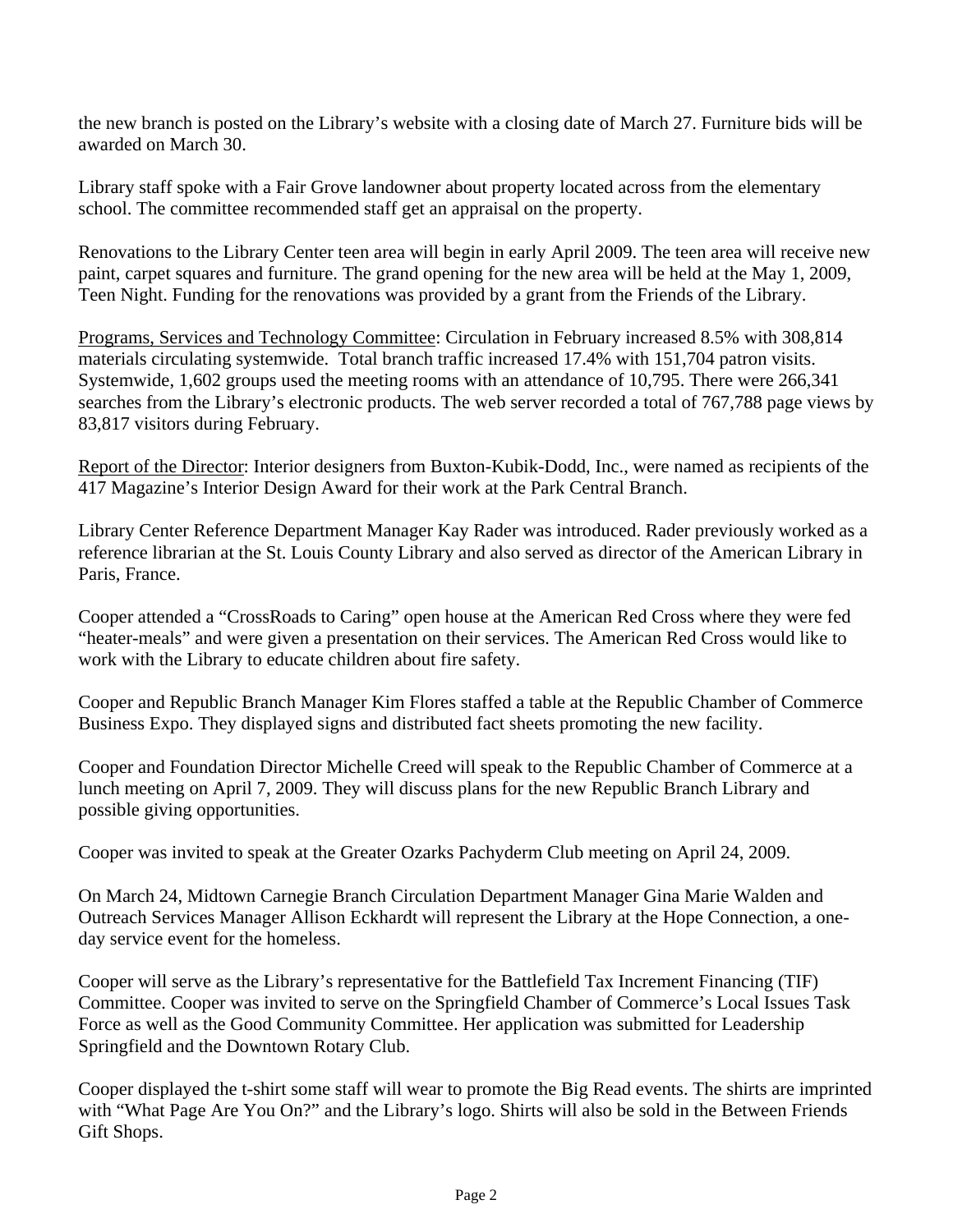the new branch is posted on the Library's website with a closing date of March 27. Furniture bids will be awarded on March 30.

Library staff spoke with a Fair Grove landowner about property located across from the elementary school. The committee recommended staff get an appraisal on the property.

Renovations to the Library Center teen area will begin in early April 2009. The teen area will receive new paint, carpet squares and furniture. The grand opening for the new area will be held at the May 1, 2009, Teen Night. Funding for the renovations was provided by a grant from the Friends of the Library.

<u>Programs, Services and Technology Committee</u>: Circulation in February increased 8.5% with 308,814 materials circulating systemwide. Total branch traffic increased 17.4% with 151,704 patron visits. Systemwide, 1,602 groups used the meeting rooms with an attendance of 10,795. There were 266,341 searches from the Library's electronic products. The web server recorded a total of 767,788 page views by 83,817 visitors during February.

<u>Report of the Director</u>: Interior designers from Buxton-Kubik-Dodd, Inc., were named as recipients of the 417 Magazine's Interior Design Award for their work at the Park Central Branch.

Library Center Reference Department Manager Kay Rader was introduced. Rader previously worked as a reference librarian at the St. Louis County Library and also served as director of the American Library in Paris, France.

Cooper attended a "CrossRoads to Caring" open house at the American Red Cross where they were fed "heater-meals" and were given a presentation on their services. The American Red Cross would like to work with the Library to educate children about fire safety.

Cooper and Republic Branch Manager Kim Flores staffed a table at the Republic Chamber of Commerce Business Expo. They displayed signs and distributed fact sheets promoting the new facility.

Cooper and Foundation Director Michelle Creed will speak to the Republic Chamber of Commerce at a lunch meeting on April 7, 2009. They will discuss plans for the new Republic Branch Library and possible giving opportunities.

Cooper was invited to speak at the Greater Ozarks Pachyderm Club meeting on April 24, 2009.

On March 24, Midtown Carnegie Branch Circulation Department Manager Gina Marie Walden and Outreach Services Manager Allison Eckhardt will represent the Library at the Hope Connection, a one-day service event for the homeless.

Cooper will serve as the Library's representative for the Battlefield Tax Increment Financing (TIF) Committee. Cooper was invited to serve on the Springfield Chamber of Commerce's Local Issues Task Force as well as the Good Community Committee. Her application was submitted for Leadership Springfield and the Downtown Rotary Club.

Cooper displayed the t-shirt some staff will wear to promote the Big Read events. The shirts are imprinted with "What Page Are You On?" and the Library's logo. Shirts will also be sold in the Between Friends Gift Shops.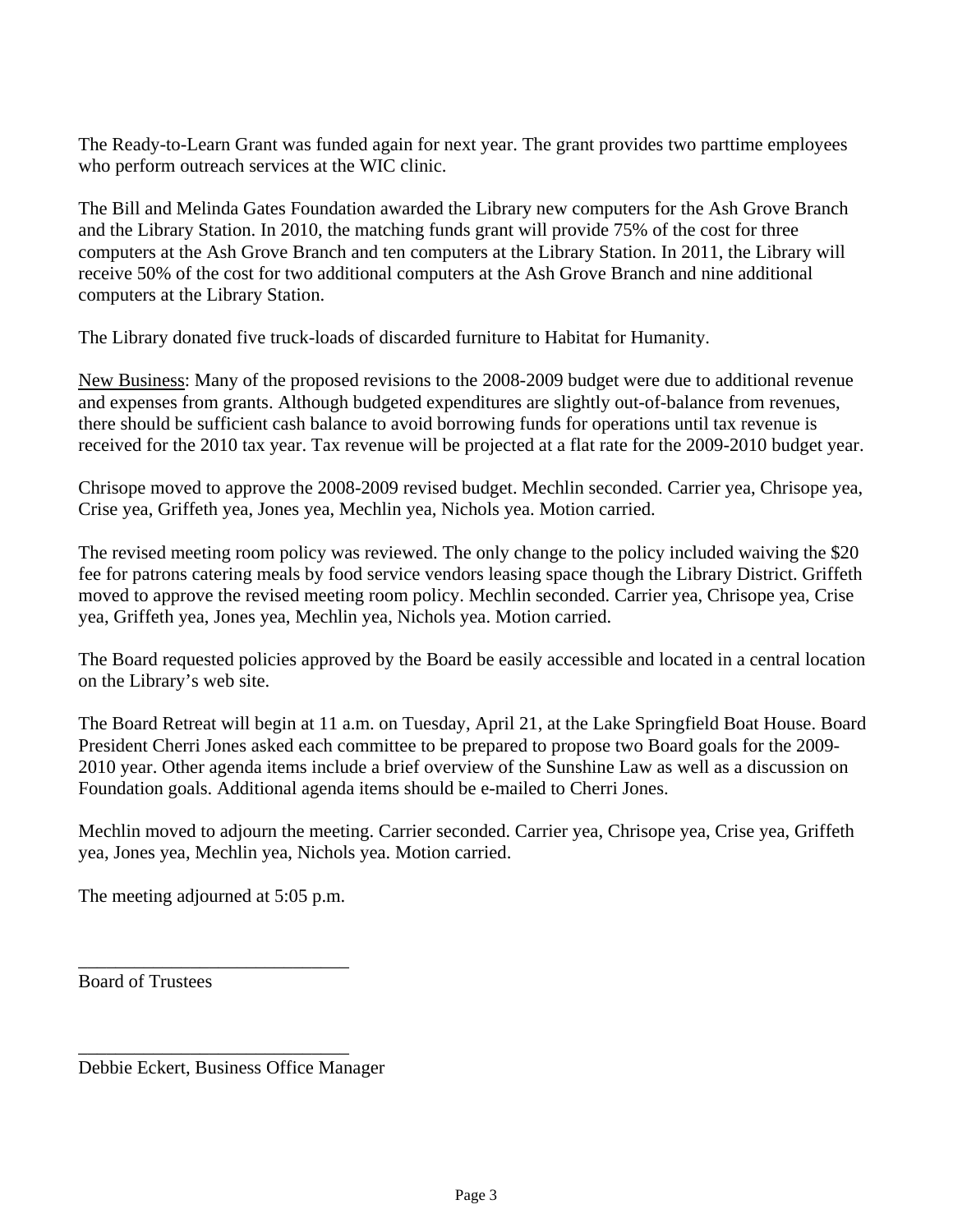The Ready-to-Learn Grant was funded again for next year. The grant provides two parttime employees who perform outreach services at the WIC clinic.

The Bill and Melinda Gates Foundation awarded the Library new computers for the Ash Grove Branch and the Library Station. In 2010, the matching funds grant will provide 75% of the cost for three computers at the Ash Grove Branch and ten computers at the Library Station. In 2011, the Library will receive 50% of the cost for two additional computers at the Ash Grove Branch and nine additional computers at the Library Station.

The Library donated five truck-loads of discarded furniture to Habitat for Humanity.

<u>New Business</u>: Many of the proposed revisions to the 2008-2009 budget were due to additional revenue and expenses from grants. Although budgeted expenditures are slightly out-of-balance from revenues, there should be sufficient cash balance to avoid borrowing funds for operations until tax revenue is received for the 2010 tax year. Tax revenue will be projected at a flat rate for the 2009-2010 budget year.

Chrisope moved to approve the 2008-2009 revised budget. Mechlin seconded. Carrier yea, Chrisope yea, Crise yea, Griffeth yea, Jones yea, Mechlin yea, Nichols yea. Motion carried.

The revised meeting room policy was reviewed. The only change to the policy included waiving the $20 fee for patrons catering meals by food service vendors leasing space though the Library District. Griffeth moved to approve the revised meeting room policy. Mechlin seconded. Carrier yea, Chrisope yea, Crise yea, Griffeth yea, Jones yea, Mechlin yea, Nichols yea. Motion carried.

The Board requested policies approved by the Board be easily accessible and located in a central location on the Library's web site.

The Board Retreat will begin at 11 a.m. on Tuesday, April 21, at the Lake Springfield Boat House. Board President Cherri Jones asked each committee to be prepared to propose two Board goals for the 2009-2010 year. Other agenda items include a brief overview of the Sunshine Law as well as a discussion on Foundation goals. Additional agenda items should be e-mailed to Cherri Jones.

Mechlin moved to adjourn the meeting. Carrier seconded. Carrier yea, Chrisope yea, Crise yea, Griffeth yea, Jones yea, Mechlin yea, Nichols yea. Motion carried.

The meeting adjourned at 5:05 p.m.

______________________________
Board of Trustees

______________________________
Debbie Eckert, Business Office Manager